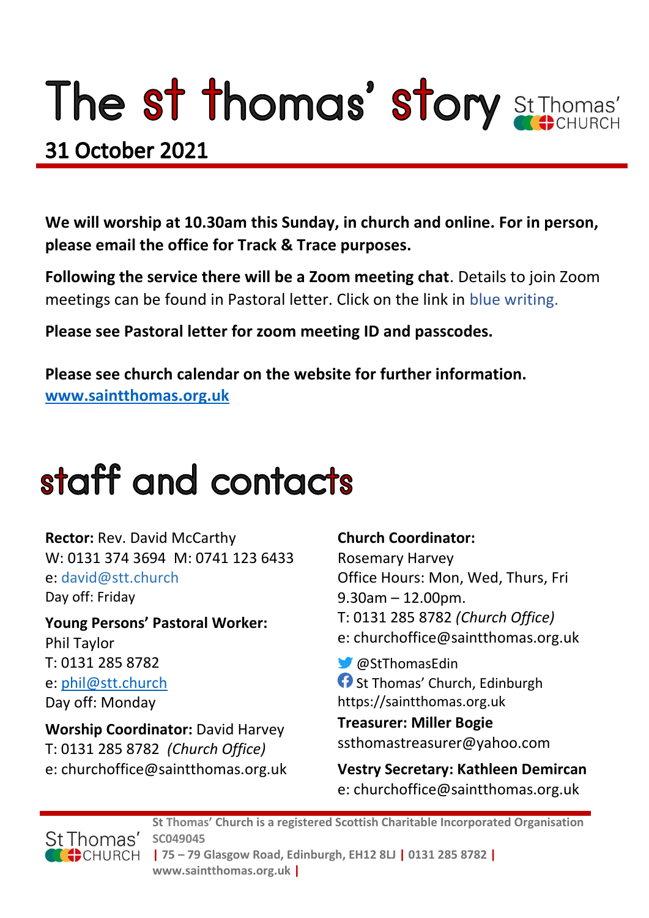# The st thomas' story

St Thomas' CHURCH

## 31 October 2021

**We will worship at 10.30am this Sunday, in church and online. For in person, please email the office for Track & Trace purposes.**

**Following the service there will be a Zoom meeting chat**. Details to join Zoom meetings can be found in Pastoral letter. Click on the link in blue writing.

**Please see Pastoral letter for zoom meeting ID and passcodes.**

**Please see church calendar on the website for further information.**
**www.saintthomas.org.uk**

# staff and contacts

**Rector:** Rev. David McCarthy
W: 0131 374 3694 M: 0741 123 6433
e: david@stt.church
Day off: Friday

**Young Persons' Pastoral Worker:**
Phil Taylor
T: 0131 285 8782
e: phil@stt.church
Day off: Monday

**Worship Coordinator:** David Harvey
T: 0131 285 8782 *(Church Office)*
e: churchoffice@saintthomas.org.uk

**Church Coordinator:**
Rosemary Harvey
Office Hours: Mon, Wed, Thurs, Fri
9.30am – 12.00pm.
T: 0131 285 8782 *(Church Office)*
e: churchoffice@saintthomas.org.uk

@StThomasEdin
St Thomas' Church, Edinburgh
https://saintthomas.org.uk

**Treasurer: Miller Bogie**
ssthomastreasurer@yahoo.com

**Vestry Secretary: Kathleen Demircan**
e: churchoffice@saintthomas.org.uk

St Thomas' CHURCH

**St Thomas' Church is a registered Scottish Charitable Incorporated Organisation SC049045 | 75 – 79 Glasgow Road, Edinburgh, EH12 8LJ | 0131 285 8782 | www.saintthomas.org.uk |**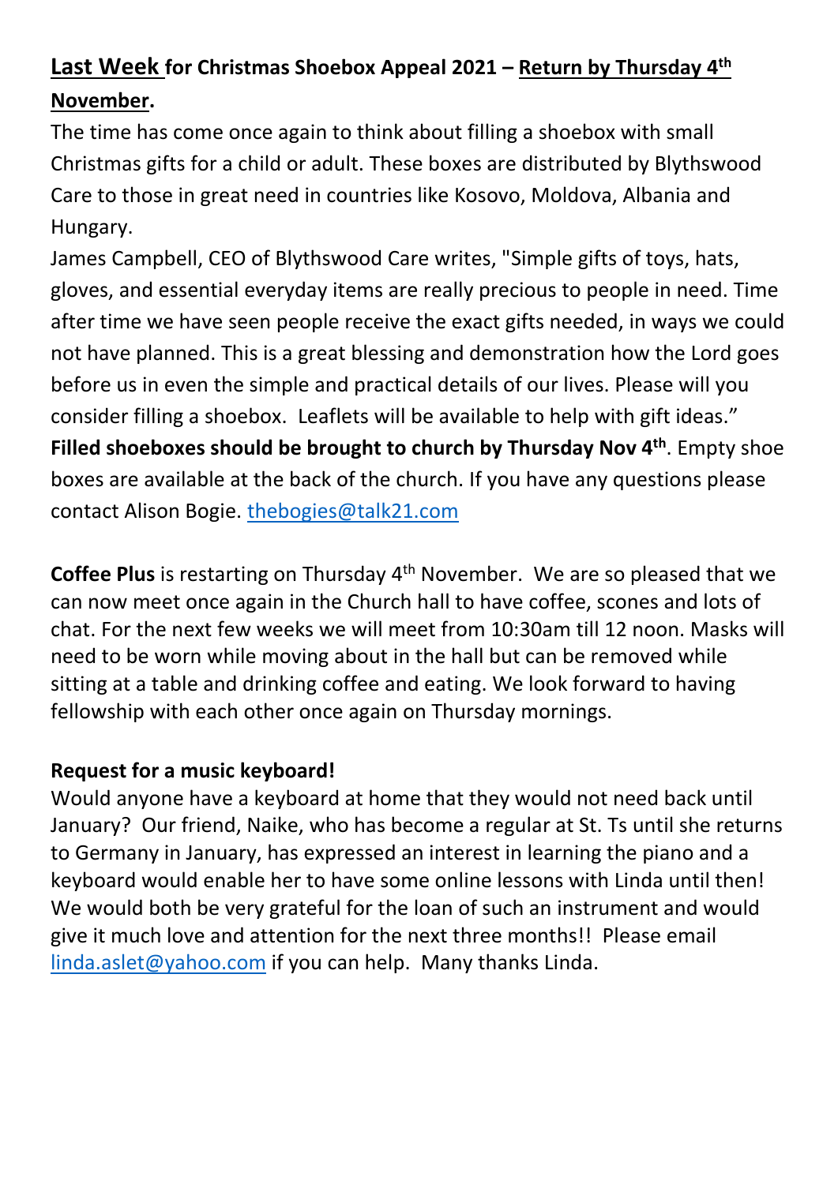**<u>Last Week</u> for Christmas Shoebox Appeal 2021 – <u>Return by Thursday 4th November</u>.**

The time has come once again to think about filling a shoebox with small Christmas gifts for a child or adult. These boxes are distributed by Blythswood Care to those in great need in countries like Kosovo, Moldova, Albania and Hungary.

James Campbell, CEO of Blythswood Care writes, "Simple gifts of toys, hats, gloves, and essential everyday items are really precious to people in need. Time after time we have seen people receive the exact gifts needed, in ways we could not have planned. This is a great blessing and demonstration how the Lord goes before us in even the simple and practical details of our lives. Please will you consider filling a shoebox. Leaflets will be available to help with gift ideas." **Filled shoeboxes should be brought to church by Thursday Nov 4th**. Empty shoe boxes are available at the back of the church. If you have any questions please contact Alison Bogie. thebogies@talk21.com

**Coffee Plus** is restarting on Thursday 4th November. We are so pleased that we can now meet once again in the Church hall to have coffee, scones and lots of chat. For the next few weeks we will meet from 10:30am till 12 noon. Masks will need to be worn while moving about in the hall but can be removed while sitting at a table and drinking coffee and eating. We look forward to having fellowship with each other once again on Thursday mornings.

**Request for a music keyboard!**

Would anyone have a keyboard at home that they would not need back until January? Our friend, Naike, who has become a regular at St. Ts until she returns to Germany in January, has expressed an interest in learning the piano and a keyboard would enable her to have some online lessons with Linda until then! We would both be very grateful for the loan of such an instrument and would give it much love and attention for the next three months!! Please email linda.aslet@yahoo.com if you can help. Many thanks Linda.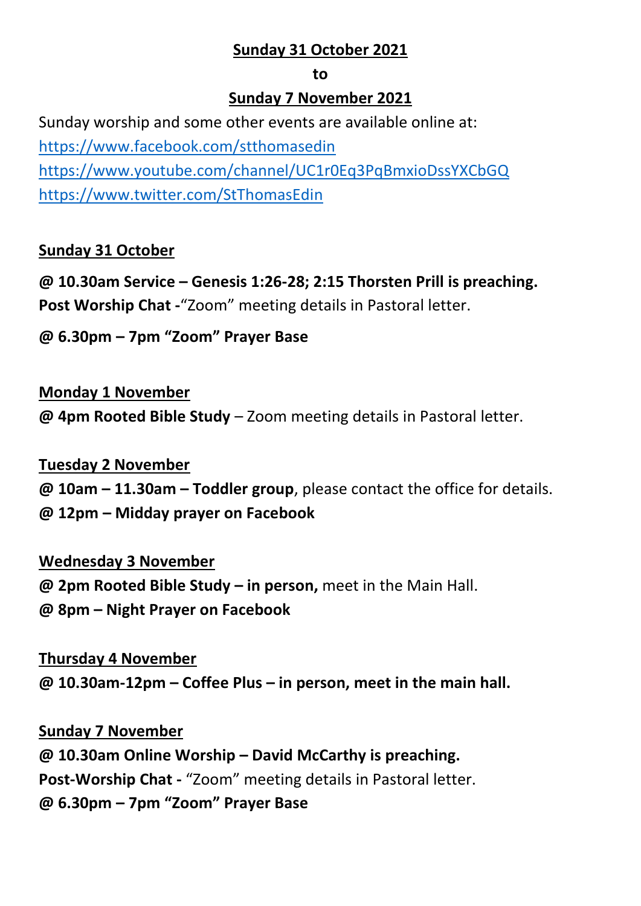**Sunday 31 October 2021**

**to**

**Sunday 7 November 2021**

Sunday worship and some other events are available online at:

https://www.facebook.com/stthomasedin

https://www.youtube.com/channel/UC1r0Eq3PqBmxioDssYXCbGQ

https://www.twitter.com/StThomasEdin

**Sunday 31 October**

**@ 10.30am Service – Genesis 1:26-28; 2:15 Thorsten Prill is preaching.**

**Post Worship Chat -**"Zoom" meeting details in Pastoral letter.

**@ 6.30pm – 7pm "Zoom" Prayer Base**

**Monday 1 November**

**@ 4pm Rooted Bible Study** – Zoom meeting details in Pastoral letter.

**Tuesday 2 November**

**@ 10am – 11.30am – Toddler group**, please contact the office for details.

**@ 12pm – Midday prayer on Facebook**

**Wednesday 3 November**

**@ 2pm Rooted Bible Study – in person,** meet in the Main Hall.

**@ 8pm – Night Prayer on Facebook**

**Thursday 4 November**

**@ 10.30am-12pm – Coffee Plus – in person, meet in the main hall.**

**Sunday 7 November**

**@ 10.30am Online Worship – David McCarthy is preaching.**

**Post-Worship Chat -** "Zoom" meeting details in Pastoral letter.

**@ 6.30pm – 7pm "Zoom" Prayer Base**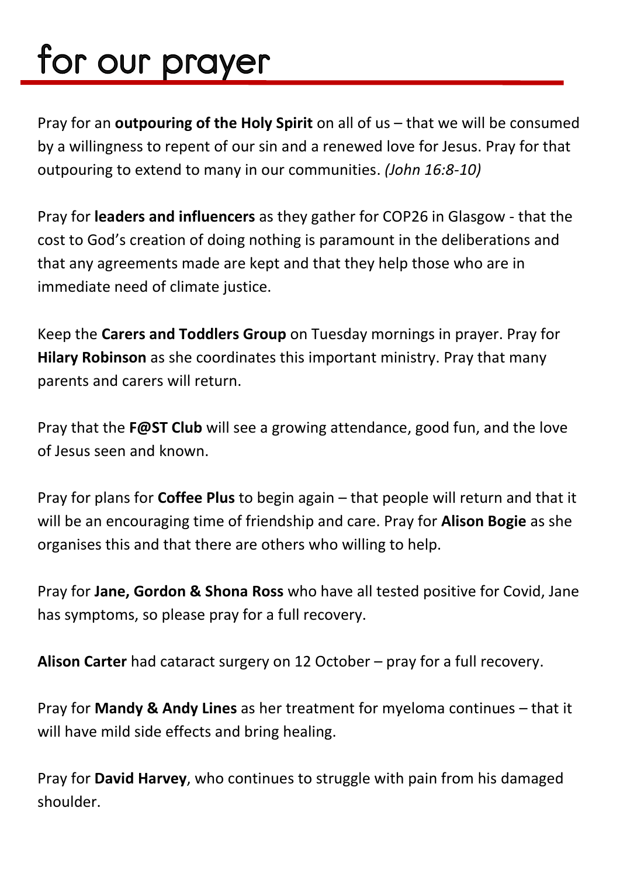# for our prayer

Pray for an **outpouring of the Holy Spirit** on all of us – that we will be consumed by a willingness to repent of our sin and a renewed love for Jesus. Pray for that outpouring to extend to many in our communities. *(John 16:8-10)*

Pray for **leaders and influencers** as they gather for COP26 in Glasgow - that the cost to God's creation of doing nothing is paramount in the deliberations and that any agreements made are kept and that they help those who are in immediate need of climate justice.

Keep the **Carers and Toddlers Group** on Tuesday mornings in prayer. Pray for **Hilary Robinson** as she coordinates this important ministry. Pray that many parents and carers will return.

Pray that the **F@ST Club** will see a growing attendance, good fun, and the love of Jesus seen and known.

Pray for plans for **Coffee Plus** to begin again – that people will return and that it will be an encouraging time of friendship and care. Pray for **Alison Bogie** as she organises this and that there are others who willing to help.

Pray for **Jane, Gordon & Shona Ross** who have all tested positive for Covid, Jane has symptoms, so please pray for a full recovery.

**Alison Carter** had cataract surgery on 12 October – pray for a full recovery.

Pray for **Mandy & Andy Lines** as her treatment for myeloma continues – that it will have mild side effects and bring healing.

Pray for **David Harvey**, who continues to struggle with pain from his damaged shoulder.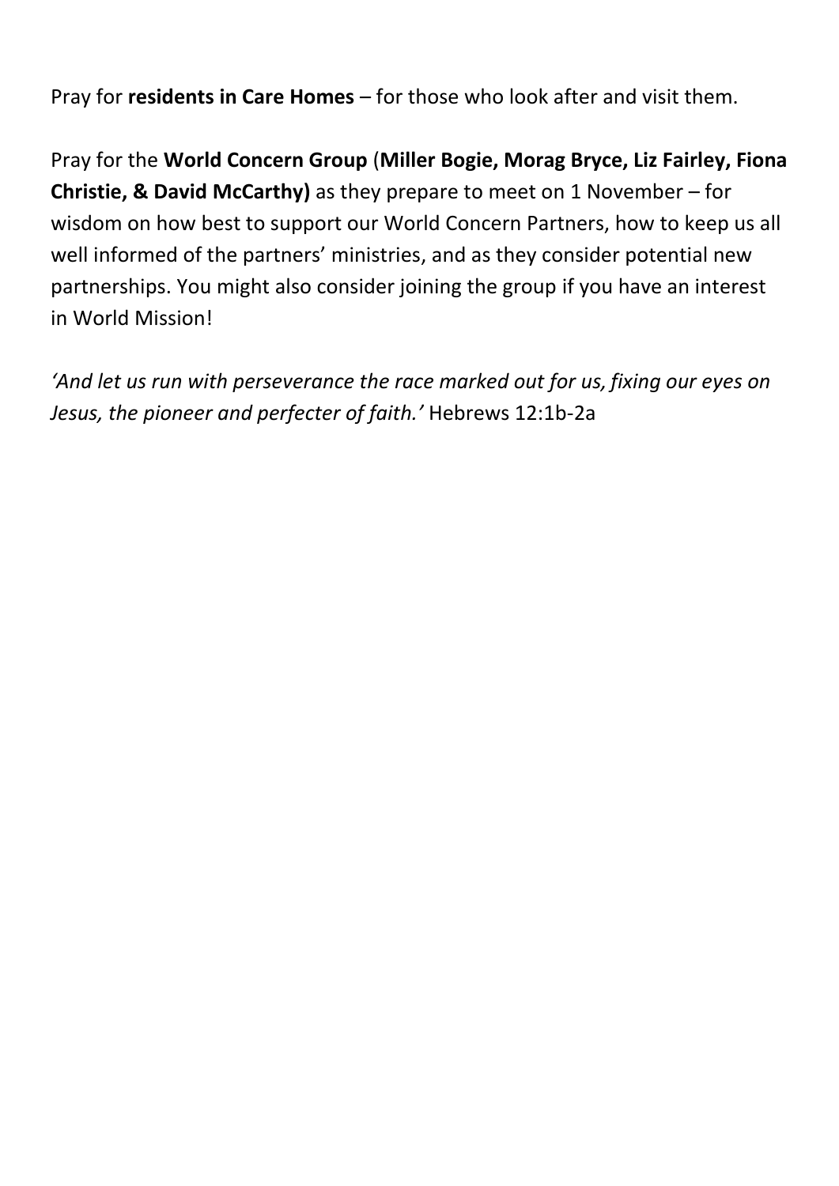Pray for **residents in Care Homes** – for those who look after and visit them.

Pray for the **World Concern Group** (**Miller Bogie, Morag Bryce, Liz Fairley, Fiona Christie, & David McCarthy)** as they prepare to meet on 1 November – for wisdom on how best to support our World Concern Partners, how to keep us all well informed of the partners' ministries, and as they consider potential new partnerships. You might also consider joining the group if you have an interest in World Mission!

*'And let us run with perseverance the race marked out for us, fixing our eyes on Jesus, the pioneer and perfecter of faith.'* Hebrews 12:1b-2a